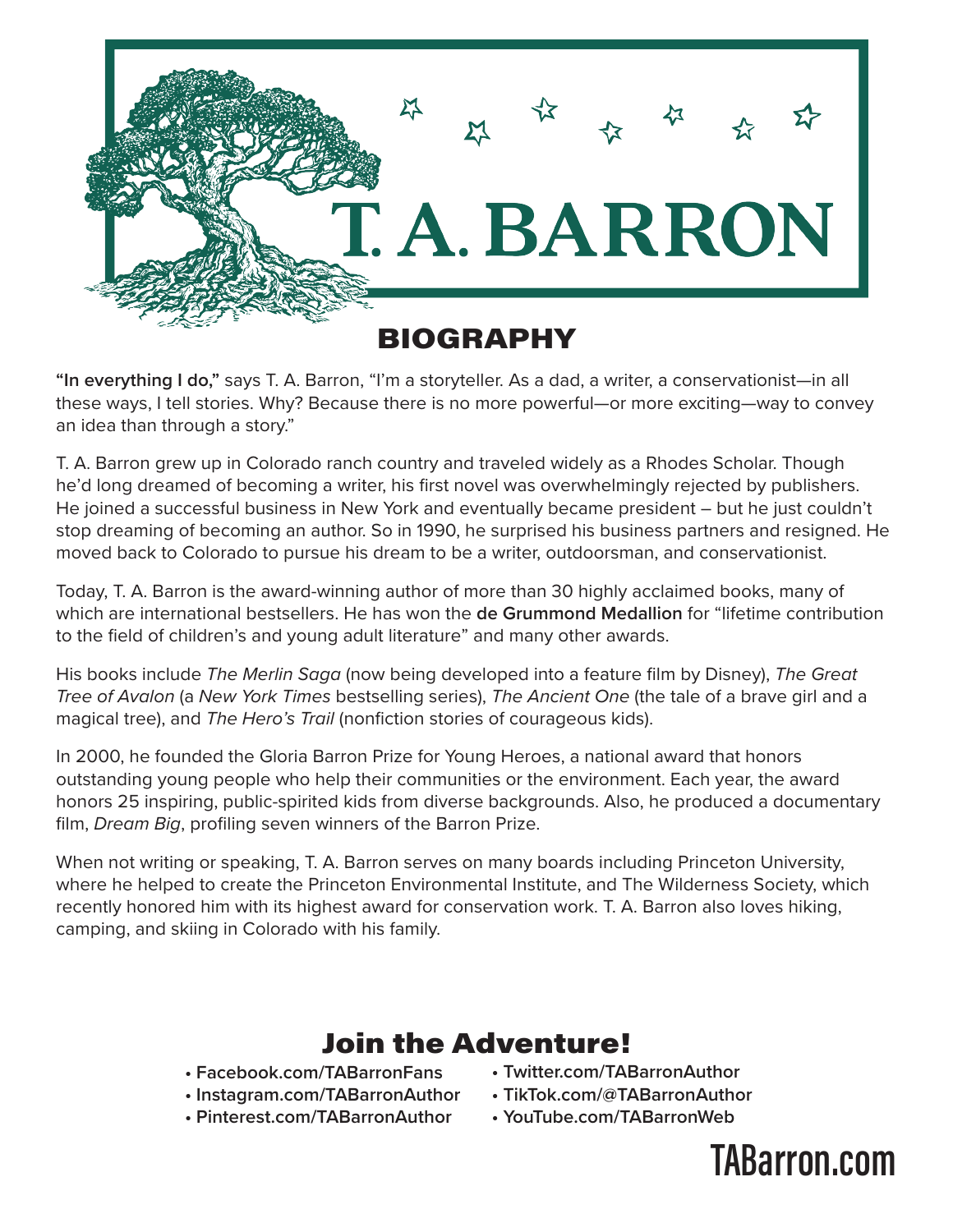# T. A. BARRON

## BIOGRAPHY

**"In everything I do,"** says T. A. Barron, "I'm a storyteller. As a dad, a writer, a conservationist—in all these ways, I tell stories. Why? Because there is no more powerful—or more exciting—way to convey an idea than through a story."

T. A. Barron grew up in Colorado ranch country and traveled widely as a Rhodes Scholar. Though he'd long dreamed of becoming a writer, his first novel was overwhelmingly rejected by publishers. He joined a successful business in New York and eventually became president – but he just couldn't stop dreaming of becoming an author. So in 1990, he surprised his business partners and resigned. He moved back to Colorado to pursue his dream to be a writer, outdoorsman, and conservationist.

Today, T. A. Barron is the award-winning author of more than 30 highly acclaimed books, many of which are international bestsellers. He has won the **de Grummond Medallion** for "lifetime contribution to the field of children's and young adult literature" and many other awards.

His books include *The Merlin Saga* (now being developed into a feature film by Disney), *The Great Tree of Avalon* (a *New York Times* bestselling series), *The Ancient One* (the tale of a brave girl and a magical tree), and *The Hero's Trail* (nonfiction stories of courageous kids).

In 2000, he founded the Gloria Barron Prize for Young Heroes, a national award that honors outstanding young people who help their communities or the environment. Each year, the award honors 25 inspiring, public-spirited kids from diverse backgrounds. Also, he produced a documentary film, *Dream Big*, profiling seven winners of the Barron Prize.

When not writing or speaking, T. A. Barron serves on many boards including Princeton University, where he helped to create the Princeton Environmental Institute, and The Wilderness Society, which recently honored him with its highest award for conservation work. T. A. Barron also loves hiking, camping, and skiing in Colorado with his family.

## Join the Adventure!

- **Facebook.com/TABarronFans**
- **Instagram.com/TABarronAuthor**
- **Pinterest.com/TABarronAuthor**
- **Twitter.com/TABarronAuthor**
- **TikTok.com/@TABarronAuthor**
- **YouTube.com/TABarronWeb**

**TABarron.com**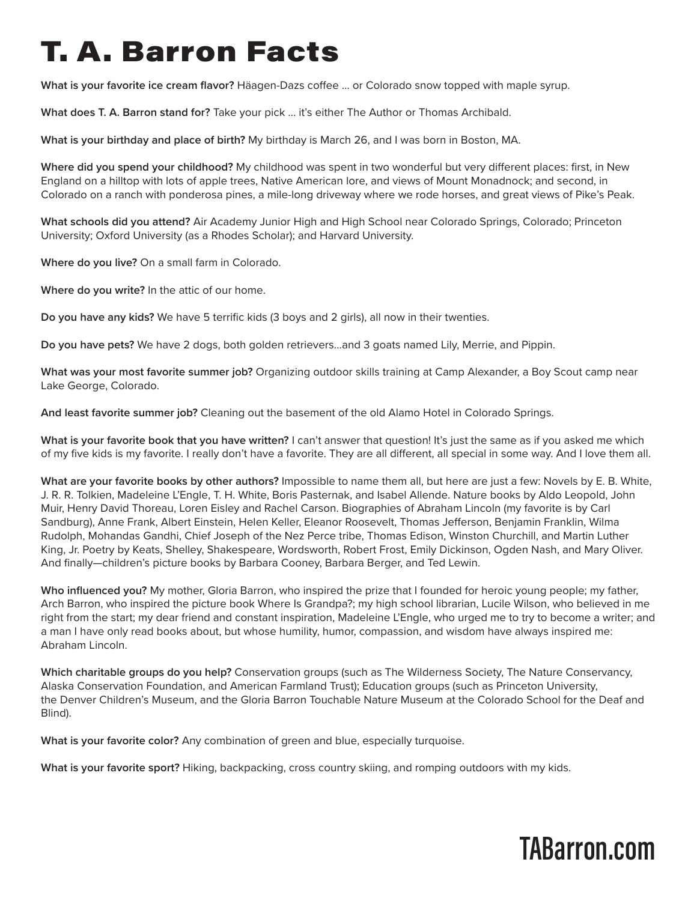# T. A. Barron Facts

**What is your favorite ice cream flavor?** Häagen-Dazs coffee … or Colorado snow topped with maple syrup.

**What does T. A. Barron stand for?** Take your pick … it's either The Author or Thomas Archibald.

**What is your birthday and place of birth?** My birthday is March 26, and I was born in Boston, MA.

**Where did you spend your childhood?** My childhood was spent in two wonderful but very different places: first, in New England on a hilltop with lots of apple trees, Native American lore, and views of Mount Monadnock; and second, in Colorado on a ranch with ponderosa pines, a mile-long driveway where we rode horses, and great views of Pike's Peak.

**What schools did you attend?** Air Academy Junior High and High School near Colorado Springs, Colorado; Princeton University; Oxford University (as a Rhodes Scholar); and Harvard University.

**Where do you live?** On a small farm in Colorado.

**Where do you write?** In the attic of our home.

**Do you have any kids?** We have 5 terrific kids (3 boys and 2 girls), all now in their twenties.

**Do you have pets?** We have 2 dogs, both golden retrievers…and 3 goats named Lily, Merrie, and Pippin.

**What was your most favorite summer job?** Organizing outdoor skills training at Camp Alexander, a Boy Scout camp near Lake George, Colorado.

**And least favorite summer job?** Cleaning out the basement of the old Alamo Hotel in Colorado Springs.

**What is your favorite book that you have written?** I can't answer that question! It's just the same as if you asked me which of my five kids is my favorite. I really don't have a favorite. They are all different, all special in some way. And I love them all.

**What are your favorite books by other authors?** Impossible to name them all, but here are just a few: Novels by E. B. White, J. R. R. Tolkien, Madeleine L'Engle, T. H. White, Boris Pasternak, and Isabel Allende. Nature books by Aldo Leopold, John Muir, Henry David Thoreau, Loren Eisley and Rachel Carson. Biographies of Abraham Lincoln (my favorite is by Carl Sandburg), Anne Frank, Albert Einstein, Helen Keller, Eleanor Roosevelt, Thomas Jefferson, Benjamin Franklin, Wilma Rudolph, Mohandas Gandhi, Chief Joseph of the Nez Perce tribe, Thomas Edison, Winston Churchill, and Martin Luther King, Jr. Poetry by Keats, Shelley, Shakespeare, Wordsworth, Robert Frost, Emily Dickinson, Ogden Nash, and Mary Oliver. And finally—children's picture books by Barbara Cooney, Barbara Berger, and Ted Lewin.

**Who influenced you?** My mother, Gloria Barron, who inspired the prize that I founded for heroic young people; my father, Arch Barron, who inspired the picture book Where Is Grandpa?; my high school librarian, Lucile Wilson, who believed in me right from the start; my dear friend and constant inspiration, Madeleine L'Engle, who urged me to try to become a writer; and a man I have only read books about, but whose humility, humor, compassion, and wisdom have always inspired me: Abraham Lincoln.

**Which charitable groups do you help?** Conservation groups (such as The Wilderness Society, The Nature Conservancy, Alaska Conservation Foundation, and American Farmland Trust); Education groups (such as Princeton University, the Denver Children's Museum, and the Gloria Barron Touchable Nature Museum at the Colorado School for the Deaf and Blind).

**What is your favorite color?** Any combination of green and blue, especially turquoise.

**What is your favorite sport?** Hiking, backpacking, cross country skiing, and romping outdoors with my kids.

TABarron.com